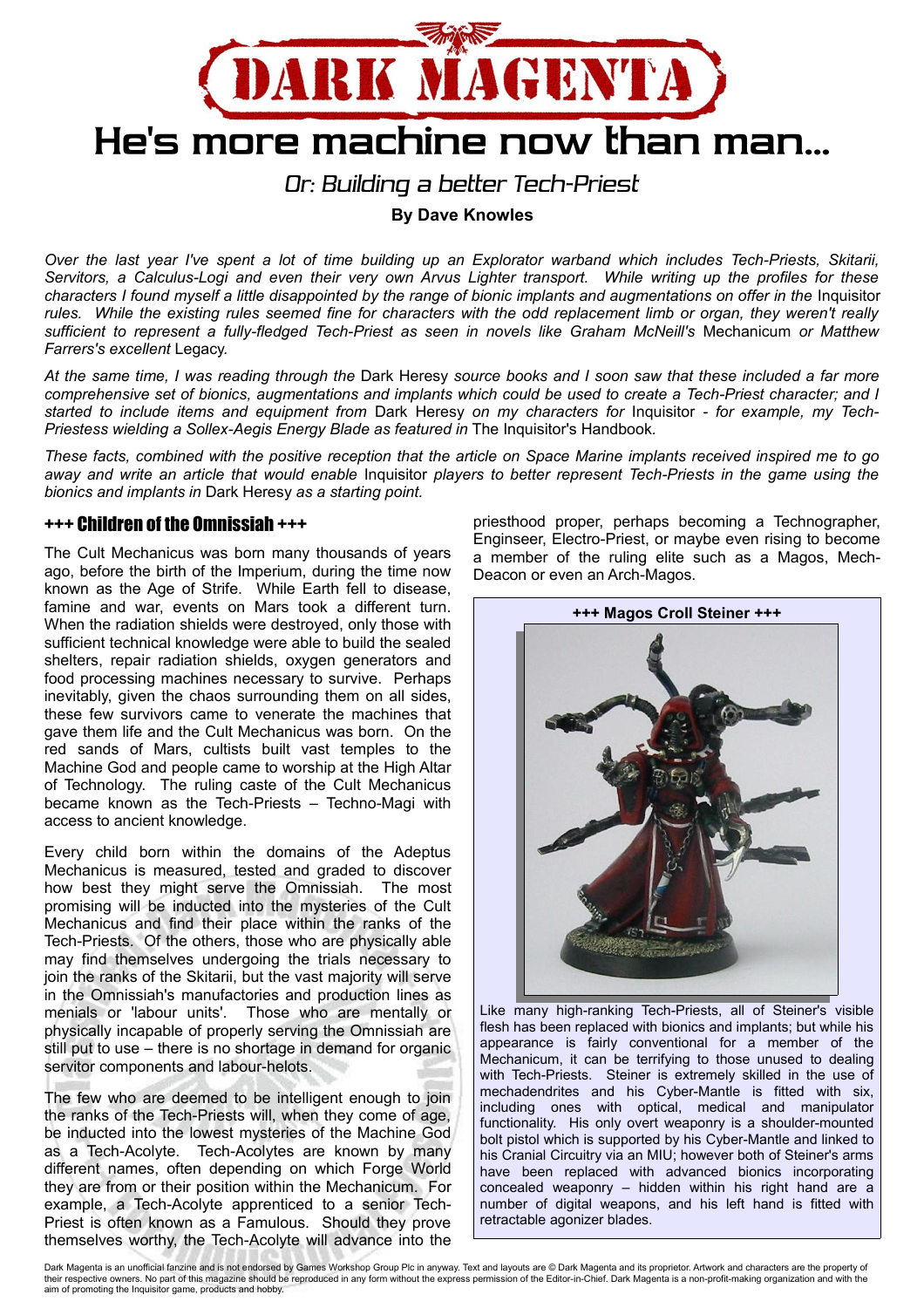# DARK MAGENTA

# He's more machine now than man...

## Or: Building a better Tech-Priest

**By Dave Knowles**

*Over the last year I've spent a lot of time building up an Explorator warband which includes Tech-Priests, Skitarii, Servitors, a Calculus-Logi and even their very own Arvus Lighter transport. While writing up the profiles for these characters I found myself a little disappointed by the range of bionic implants and augmentations on offer in the* Inquisitor *rules. While the existing rules seemed fine for characters with the odd replacement limb or organ, they weren't really sufficient to represent a fully-fledged Tech-Priest as seen in novels like Graham McNeill's* Mechanicum *or Matthew Farrers's excellent* Legacy.

*At the same time, I was reading through the* Dark Heresy *source books and I soon saw that these included a far more comprehensive set of bionics, augmentations and implants which could be used to create a Tech-Priest character; and I started to include items and equipment from* Dark Heresy *on my characters for* Inquisitor *- for example, my Tech-Priestess wielding a Sollex-Aegis Energy Blade as featured in* The Inquisitor's Handbook.

*These facts, combined with the positive reception that the article on Space Marine implants received inspired me to go away and write an article that would enable* Inquisitor *players to better represent Tech-Priests in the game using the bionics and implants in* Dark Heresy *as a starting point.*

### +++ Children of the Omnissiah +++

The Cult Mechanicus was born many thousands of years ago, before the birth of the Imperium, during the time now known as the Age of Strife. While Earth fell to disease, famine and war, events on Mars took a different turn. When the radiation shields were destroyed, only those with sufficient technical knowledge were able to build the sealed shelters, repair radiation shields, oxygen generators and food processing machines necessary to survive. Perhaps inevitably, given the chaos surrounding them on all sides, these few survivors came to venerate the machines that gave them life and the Cult Mechanicus was born. On the red sands of Mars, cultists built vast temples to the Machine God and people came to worship at the High Altar of Technology. The ruling caste of the Cult Mechanicus became known as the Tech-Priests – Techno-Magi with access to ancient knowledge.

Every child born within the domains of the Adeptus Mechanicus is measured, tested and graded to discover how best they might serve the Omnissiah. The most promising will be inducted into the mysteries of the Cult Mechanicus and find their place within the ranks of the Tech-Priests. Of the others, those who are physically able may find themselves undergoing the trials necessary to join the ranks of the Skitarii, but the vast majority will serve in the Omnissiah's manufactories and production lines as menials or 'labour units'. Those who are mentally or physically incapable of properly serving the Omnissiah are still put to use – there is no shortage in demand for organic servitor components and labour-helots.

The few who are deemed to be intelligent enough to join the ranks of the Tech-Priests will, when they come of age, be inducted into the lowest mysteries of the Machine God as a Tech-Acolyte. Tech-Acolytes are known by many different names, often depending on which Forge World they are from or their position within the Mechanicum. For example, a Tech-Acolyte apprenticed to a senior Tech-Priest is often known as a Famulous. Should they prove themselves worthy, the Tech-Acolyte will advance into the priesthood proper, perhaps becoming a Technographer, Enginseer, Electro-Priest, or maybe even rising to become a member of the ruling elite such as a Magos, Mech-Deacon or even an Arch-Magos.

**+++ Magos Croll Steiner +++**

Like many high-ranking Tech-Priests, all of Steiner's visible flesh has been replaced with bionics and implants; but while his appearance is fairly conventional for a member of the Mechanicum, it can be terrifying to those unused to dealing with Tech-Priests. Steiner is extremely skilled in the use of mechadendrites and his Cyber-Mantle is fitted with six, including ones with optical, medical and manipulator functionality. His only overt weaponry is a shoulder-mounted bolt pistol which is supported by his Cyber-Mantle and linked to his Cranial Circuitry via an MIU; however both of Steiner's arms have been replaced with advanced bionics incorporating concealed weaponry – hidden within his right hand are a number of digital weapons, and his left hand is fitted with retractable agonizer blades.

Dark Magenta is an unofficial fanzine and is not endorsed by Games Workshop Group Plc in anyway. Text and layouts are © Dark Magenta and its proprietor. Artwork and characters are the property of their respective owners. No part of this magazine should be reproduced in any form without the express permission of the Editor-in-Chief. Dark Magenta is a non-profit-making organization and with the aim of promoting the Inquisitor game, products and hobby.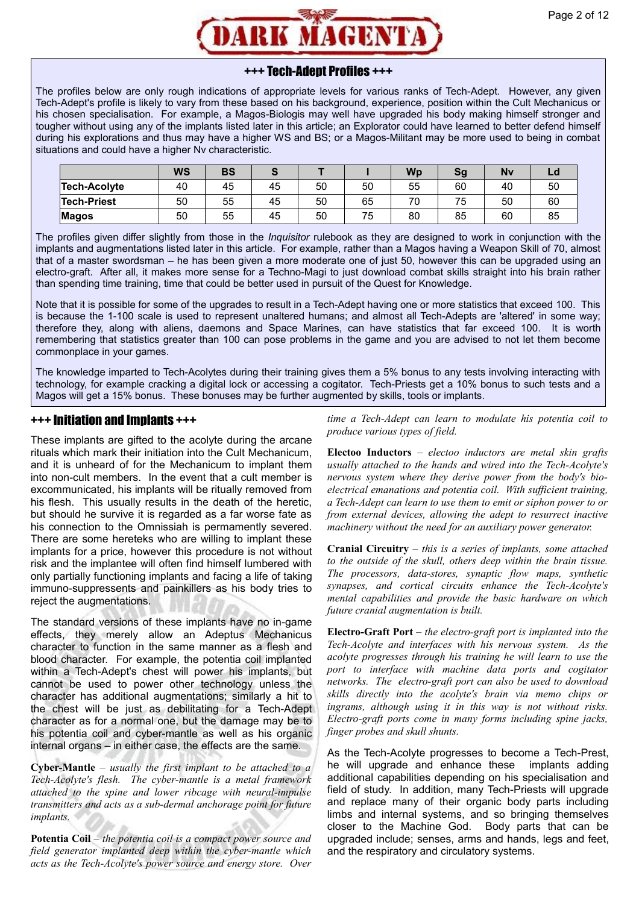## +++ Tech-Adept Profiles +++

The profiles below are only rough indications of appropriate levels for various ranks of Tech-Adept. However, any given Tech-Adept's profile is likely to vary from these based on his background, experience, position within the Cult Mechanicus or his chosen specialisation. For example, a Magos-Biologis may well have upgraded his body making himself stronger and tougher without using any of the implants listed later in this article; an Explorator could have learned to better defend himself during his explorations and thus may have a higher WS and BS; or a Magos-Militant may be more used to being in combat situations and could have a higher Nv characteristic.

| | WS | BS | S | T | I | Wp | Sg | Nv | Ld |
|---|---|---|---|---|---|---|---|---|---|
| **Tech-Acolyte** | 40 | 45 | 45 | 50 | 50 | 55 | 60 | 40 | 50 |
| **Tech-Priest** | 50 | 55 | 45 | 50 | 65 | 70 | 75 | 50 | 60 |
| **Magos** | 50 | 55 | 45 | 50 | 75 | 80 | 85 | 60 | 85 |

The profiles given differ slightly from those in the *Inquisitor* rulebook as they are designed to work in conjunction with the implants and augmentations listed later in this article. For example, rather than a Magos having a Weapon Skill of 70, almost that of a master swordsman – he has been given a more moderate one of just 50, however this can be upgraded using an electro-graft. After all, it makes more sense for a Techno-Magi to just download combat skills straight into his brain rather than spending time training, time that could be better used in pursuit of the Quest for Knowledge.

Note that it is possible for some of the upgrades to result in a Tech-Adept having one or more statistics that exceed 100. This is because the 1-100 scale is used to represent unaltered humans; and almost all Tech-Adepts are 'altered' in some way; therefore they, along with aliens, daemons and Space Marines, can have statistics that far exceed 100. It is worth remembering that statistics greater than 100 can pose problems in the game and you are advised to not let them become commonplace in your games.

The knowledge imparted to Tech-Acolytes during their training gives them a 5% bonus to any tests involving interacting with technology, for example cracking a digital lock or accessing a cogitator. Tech-Priests get a 10% bonus to such tests and a Magos will get a 15% bonus. These bonuses may be further augmented by skills, tools or implants.

## +++ Initiation and Implants +++

These implants are gifted to the acolyte during the arcane rituals which mark their initiation into the Cult Mechanicum, and it is unheard of for the Mechanicum to implant them into non-cult members. In the event that a cult member is excommunicated, his implants will be ritually removed from his flesh. This usually results in the death of the heretic, but should he survive it is regarded as a far worse fate as his connection to the Omnissiah is permamently severed. There are some hereteks who are willing to implant these implants for a price, however this procedure is not without risk and the implantee will often find himself lumbered with only partially functioning implants and facing a life of taking immuno-suppressents and painkillers as his body tries to reject the augmentations.

The standard versions of these implants have no in-game effects, they merely allow an Adeptus Mechanicus character to function in the same manner as a flesh and blood character. For example, the potentia coil implanted within a Tech-Adept's chest will power his implants, but cannot be used to power other technology unless the character has additional augmentations; similarly a hit to the chest will be just as debilitating for a Tech-Adept character as for a normal one, but the damage may be to his potentia coil and cyber-mantle as well as his organic internal organs – in either case, the effects are the same.

**Cyber-Mantle** – *usually the first implant to be attached to a Tech-Acolyte's flesh. The cyber-mantle is a metal framework attached to the spine and lower ribcage with neural-impulse transmitters and acts as a sub-dermal anchorage point for future implants.*

**Potentia Coil** – *the potentia coil is a compact power source and field generator implanted deep within the cyber-mantle which acts as the Tech-Acolyte's power source and energy store. Over time a Tech-Adept can learn to modulate his potentia coil to produce various types of field.*

**Electoo Inductors** – *electoo inductors are metal skin grafts usually attached to the hands and wired into the Tech-Acolyte's nervous system where they derive power from the body's bio-electrical emanations and potentia coil. With sufficient training, a Tech-Adept can learn to use them to emit or siphon power to or from external devices, allowing the adept to resurrect inactive machinery without the need for an auxiliary power generator.*

**Cranial Circuitry** – *this is a series of implants, some attached to the outside of the skull, others deep within the brain tissue. The processors, data-stores, synaptic flow maps, synthetic synapses, and cortical circuits enhance the Tech-Acolyte's mental capabilities and provide the basic hardware on which future cranial augmentation is built.*

**Electro-Graft Port** – *the electro-graft port is implanted into the Tech-Acolyte and interfaces with his nervous system. As the acolyte progresses through his training he will learn to use the port to interface with machine data ports and cogitator networks. The electro-graft port can also be used to download skills directly into the acolyte's brain via memo chips or ingrams, although using it in this way is not without risks. Electro-graft ports come in many forms including spine jacks, finger probes and skull shunts.*

As the Tech-Acolyte progresses to become a Tech-Prest, he will upgrade and enhance these implants adding additional capabilities depending on his specialisation and field of study. In addition, many Tech-Priests will upgrade and replace many of their organic body parts including limbs and internal systems, and so bringing themselves closer to the Machine God. Body parts that can be upgraded include; senses, arms and hands, legs and feet, and the respiratory and circulatory systems.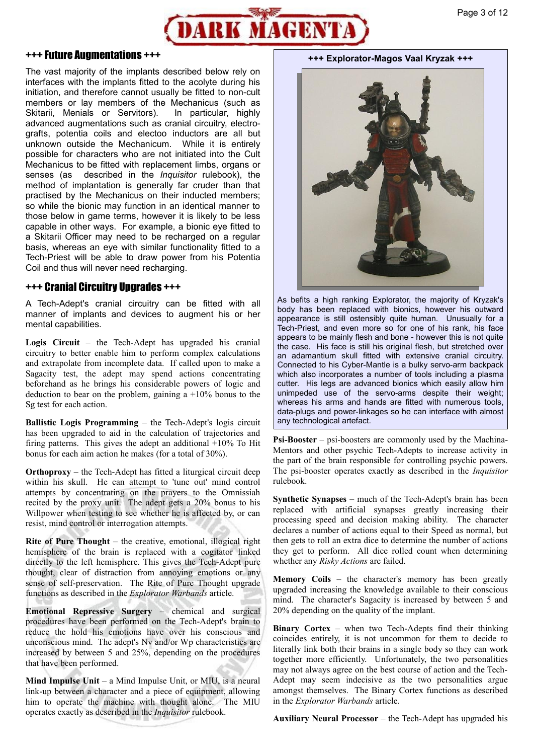## +++ Future Augmentations +++

The vast majority of the implants described below rely on interfaces with the implants fitted to the acolyte during his initiation, and therefore cannot usually be fitted to non-cult members or lay members of the Mechanicus (such as Skitarii, Menials or Servitors). In particular, highly advanced augmentations such as cranial circuitry, electro-grafts, potentia coils and electoo inductors are all but unknown outside the Mechanicum. While it is entirely possible for characters who are not initiated into the Cult Mechanicus to be fitted with replacement limbs, organs or senses (as described in the *Inquisitor* rulebook), the method of implantation is generally far cruder than that practised by the Mechanicus on their inducted members; so while the bionic may function in an identical manner to those below in game terms, however it is likely to be less capable in other ways. For example, a bionic eye fitted to a Skitarii Officer may need to be recharged on a regular basis, whereas an eye with similar functionality fitted to a Tech-Priest will be able to draw power from his Potentia Coil and thus will never need recharging.

## +++ Cranial Circuitry Upgrades +++

A Tech-Adept's cranial circuitry can be fitted with all manner of implants and devices to augment his or her mental capabilities.

**Logis Circuit** – the Tech-Adept has upgraded his cranial circuitry to better enable him to perform complex calculations and extrapolate from incomplete data. If called upon to make a Sagacity test, the adept may spend actions concentrating beforehand as he brings his considerable powers of logic and deduction to bear on the problem, gaining a +10% bonus to the Sg test for each action.

**Ballistic Logis Programming** – the Tech-Adept's logis circuit has been upgraded to aid in the calculation of trajectories and firing patterns. This gives the adept an additional +10% To Hit bonus for each aim action he makes (for a total of 30%).

**Orthoproxy** – the Tech-Adept has fitted a liturgical circuit deep within his skull. He can attempt to 'tune out' mind control attempts by concentrating on the prayers to the Omnissiah recited by the proxy unit. The adept gets a 20% bonus to his Willpower when testing to see whether he is affected by, or can resist, mind control or interrogation attempts.

**Rite of Pure Thought** – the creative, emotional, illogical right hemisphere of the brain is replaced with a cogitator linked directly to the left hemisphere. This gives the Tech-Adept pure thought, clear of distraction from annoying emotions or any sense of self-preservation. The Rite of Pure Thought upgrade functions as described in the *Explorator Warbands* article.

**Emotional Repressive Surgery** – chemical and surgical procedures have been performed on the Tech-Adept's brain to reduce the hold his emotions have over his conscious and unconscious mind. The adept's Nv and/or Wp characteristics are increased by between 5 and 25%, depending on the procedures that have been performed.

**Mind Impulse Unit** – a Mind Impulse Unit, or MIU, is a neural link-up between a character and a piece of equipment, allowing him to operate the machine with thought alone. The MIU operates exactly as described in the *Inquisitor* rulebook.

**+++ Explorator-Magos Vaal Kryzak +++**

As befits a high ranking Explorator, the majority of Kryzak's body has been replaced with bionics, however his outward appearance is still ostensibly quite human. Unusually for a Tech-Priest, and even more so for one of his rank, his face appears to be mainly flesh and bone - however this is not quite the case. His face is still his original flesh, but stretched over an adamantium skull fitted with extensive cranial circuitry. Connected to his Cyber-Mantle is a bulky servo-arm backpack which also incorporates a number of tools including a plasma cutter. His legs are advanced bionics which easily allow him unimpeded use of the servo-arms despite their weight; whereas his arms and hands are fitted with numerous tools, data-plugs and power-linkages so he can interface with almost any technological artefact.

**Psi-Booster** – psi-boosters are commonly used by the Machina-Mentors and other psychic Tech-Adepts to increase activity in the part of the brain responsible for controlling psychic powers. The psi-booster operates exactly as described in the *Inquisitor* rulebook.

**Synthetic Synapses** – much of the Tech-Adept's brain has been replaced with artificial synapses greatly increasing their processing speed and decision making ability. The character declares a number of actions equal to their Speed as normal, but then gets to roll an extra dice to determine the number of actions they get to perform. All dice rolled count when determining whether any *Risky Actions* are failed.

**Memory Coils** – the character's memory has been greatly upgraded increasing the knowledge available to their conscious mind. The character's Sagacity is increased by between 5 and 20% depending on the quality of the implant.

**Binary Cortex** – when two Tech-Adepts find their thinking coincides entirely, it is not uncommon for them to decide to literally link both their brains in a single body so they can work together more efficiently. Unfortunately, the two personalities may not always agree on the best course of action and the Tech-Adept may seem indecisive as the two personalities argue amongst themselves. The Binary Cortex functions as described in the *Explorator Warbands* article.

**Auxiliary Neural Processor** – the Tech-Adept has upgraded his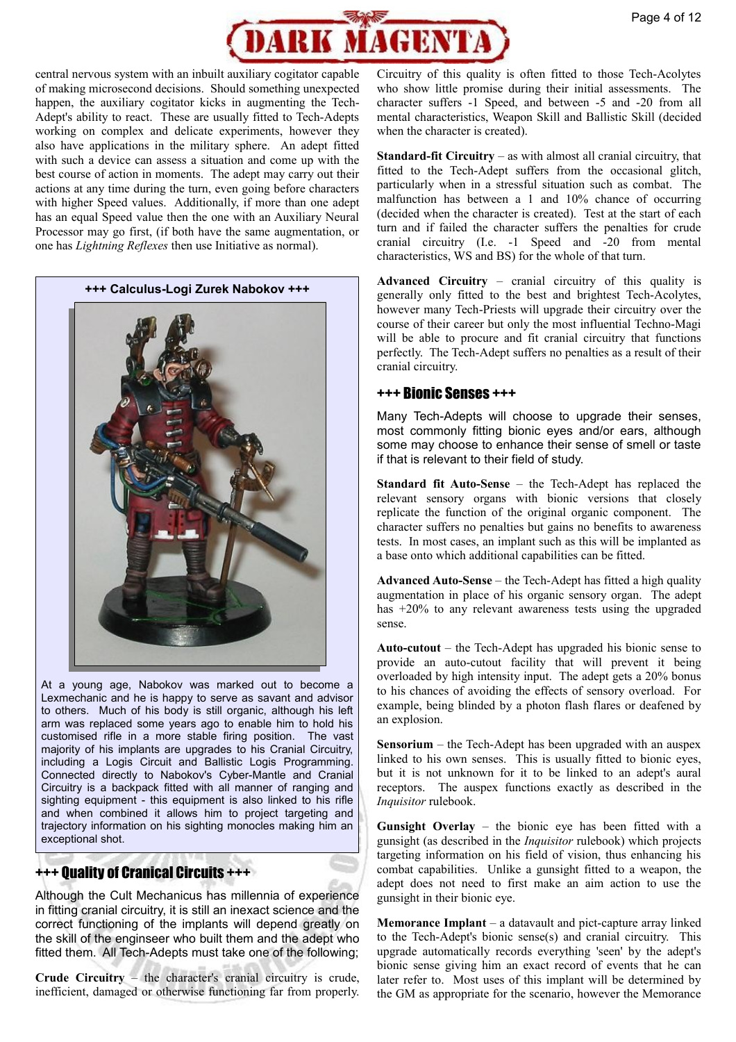central nervous system with an inbuilt auxiliary cogitator capable of making microsecond decisions. Should something unexpected happen, the auxiliary cogitator kicks in augmenting the Tech-Adept's ability to react. These are usually fitted to Tech-Adepts working on complex and delicate experiments, however they also have applications in the military sphere. An adept fitted with such a device can assess a situation and come up with the best course of action in moments. The adept may carry out their actions at any time during the turn, even going before characters with higher Speed values. Additionally, if more than one adept has an equal Speed value then the one with an Auxiliary Neural Processor may go first, (if both have the same augmentation, or one has *Lightning Reflexes* then use Initiative as normal).

**+++ Calculus-Logi Zurek Nabokov +++**

At a young age, Nabokov was marked out to become a Lexmechanic and he is happy to serve as savant and advisor to others. Much of his body is still organic, although his left arm was replaced some years ago to enable him to hold his customised rifle in a more stable firing position. The vast majority of his implants are upgrades to his Cranial Circuitry, including a Logis Circuit and Ballistic Logis Programming. Connected directly to Nabokov's Cyber-Mantle and Cranial Circuitry is a backpack fitted with all manner of ranging and sighting equipment - this equipment is also linked to his rifle and when combined it allows him to project targeting and trajectory information on his sighting monocles making him an exceptional shot.

## +++ Quality of Cranical Circuits +++

Although the Cult Mechanicus has millennia of experience in fitting cranial circuitry, it is still an inexact science and the correct functioning of the implants will depend greatly on the skill of the enginseer who built them and the adept who fitted them. All Tech-Adepts must take one of the following;

**Crude Circuitry** – the character's cranial circuitry is crude, inefficient, damaged or otherwise functioning far from properly. Circuitry of this quality is often fitted to those Tech-Acolytes who show little promise during their initial assessments. The character suffers -1 Speed, and between -5 and -20 from all mental characteristics, Weapon Skill and Ballistic Skill (decided when the character is created).

**Standard-fit Circuitry** – as with almost all cranial circuitry, that fitted to the Tech-Adept suffers from the occasional glitch, particularly when in a stressful situation such as combat. The malfunction has between a 1 and 10% chance of occurring (decided when the character is created). Test at the start of each turn and if failed the character suffers the penalties for crude cranial circuitry (I.e. -1 Speed and -20 from mental characteristics, WS and BS) for the whole of that turn.

**Advanced Circuitry** – cranial circuitry of this quality is generally only fitted to the best and brightest Tech-Acolytes, however many Tech-Priests will upgrade their circuitry over the course of their career but only the most influential Techno-Magi will be able to procure and fit cranial circuitry that functions perfectly. The Tech-Adept suffers no penalties as a result of their cranial circuitry.

## +++ Bionic Senses +++

Many Tech-Adepts will choose to upgrade their senses, most commonly fitting bionic eyes and/or ears, although some may choose to enhance their sense of smell or taste if that is relevant to their field of study.

**Standard fit Auto-Sense** – the Tech-Adept has replaced the relevant sensory organs with bionic versions that closely replicate the function of the original organic component. The character suffers no penalties but gains no benefits to awareness tests. In most cases, an implant such as this will be implanted as a base onto which additional capabilities can be fitted.

**Advanced Auto-Sense** – the Tech-Adept has fitted a high quality augmentation in place of his organic sensory organ. The adept has +20% to any relevant awareness tests using the upgraded sense.

**Auto-cutout** – the Tech-Adept has upgraded his bionic sense to provide an auto-cutout facility that will prevent it being overloaded by high intensity input. The adept gets a 20% bonus to his chances of avoiding the effects of sensory overload. For example, being blinded by a photon flash flares or deafened by an explosion.

**Sensorium** – the Tech-Adept has been upgraded with an auspex linked to his own senses. This is usually fitted to bionic eyes, but it is not unknown for it to be linked to an adept's aural receptors. The auspex functions exactly as described in the *Inquisitor* rulebook.

**Gunsight Overlay** – the bionic eye has been fitted with a gunsight (as described in the *Inquisitor* rulebook) which projects targeting information on his field of vision, thus enhancing his combat capabilities. Unlike a gunsight fitted to a weapon, the adept does not need to first make an aim action to use the gunsight in their bionic eye.

**Memorance Implant** – a datavault and pict-capture array linked to the Tech-Adept's bionic sense(s) and cranial circuitry. This upgrade automatically records everything 'seen' by the adept's bionic sense giving him an exact record of events that he can later refer to. Most uses of this implant will be determined by the GM as appropriate for the scenario, however the Memorance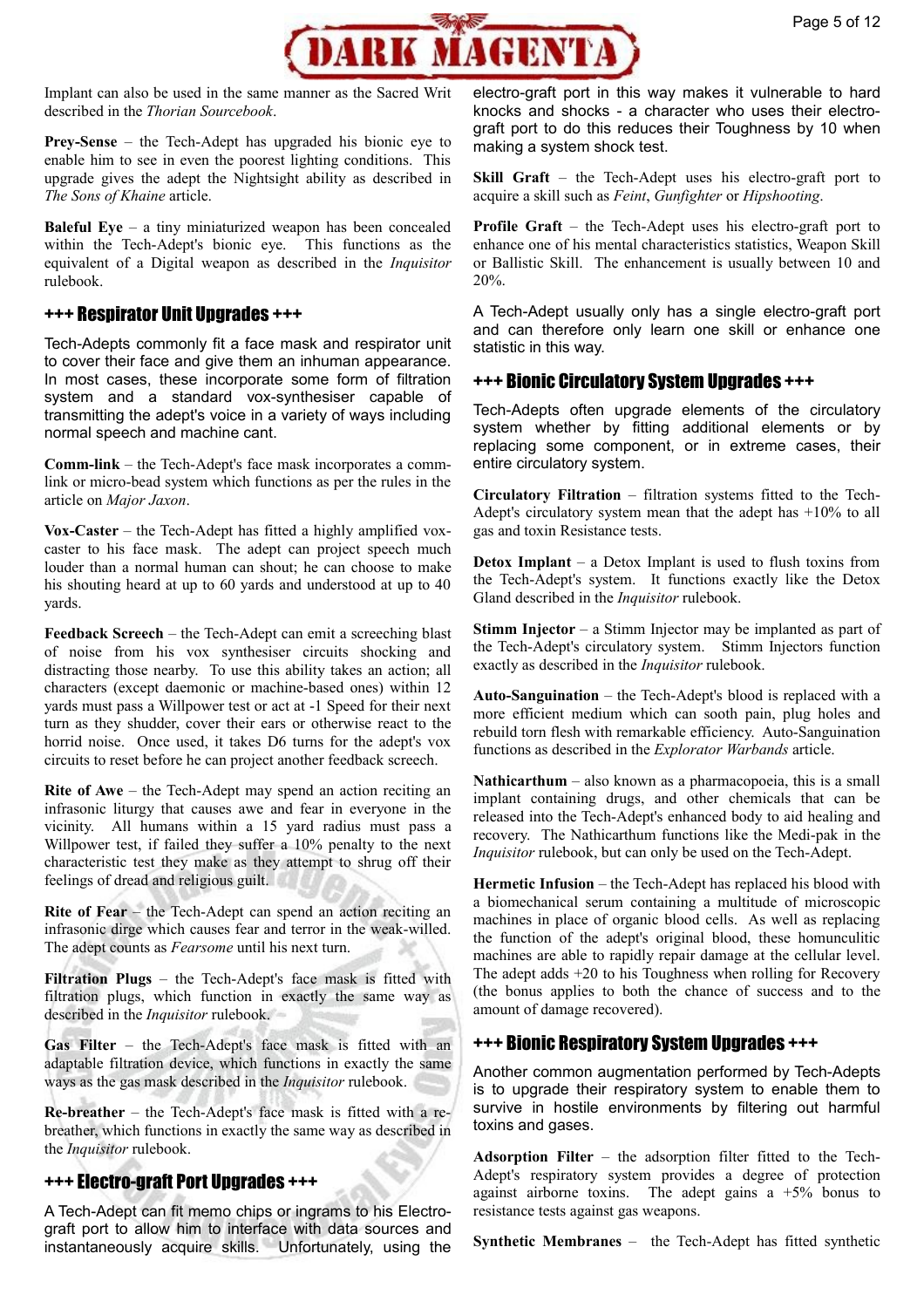Implant can also be used in the same manner as the Sacred Writ described in the *Thorian Sourcebook*.

**Prey-Sense** – the Tech-Adept has upgraded his bionic eye to enable him to see in even the poorest lighting conditions. This upgrade gives the adept the Nightsight ability as described in *The Sons of Khaine* article.

**Baleful Eye** – a tiny miniaturized weapon has been concealed within the Tech-Adept's bionic eye. This functions as the equivalent of a Digital weapon as described in the *Inquisitor* rulebook.

## +++ Respirator Unit Upgrades +++

Tech-Adepts commonly fit a face mask and respirator unit to cover their face and give them an inhuman appearance. In most cases, these incorporate some form of filtration system and a standard vox-synthesiser capable of transmitting the adept's voice in a variety of ways including normal speech and machine cant.

**Comm-link** – the Tech-Adept's face mask incorporates a comm-link or micro-bead system which functions as per the rules in the article on *Major Jaxon*.

**Vox-Caster** – the Tech-Adept has fitted a highly amplified vox-caster to his face mask. The adept can project speech much louder than a normal human can shout; he can choose to make his shouting heard at up to 60 yards and understood at up to 40 yards.

**Feedback Screech** – the Tech-Adept can emit a screeching blast of noise from his vox synthesiser circuits shocking and distracting those nearby. To use this ability takes an action; all characters (except daemonic or machine-based ones) within 12 yards must pass a Willpower test or act at -1 Speed for their next turn as they shudder, cover their ears or otherwise react to the horrid noise. Once used, it takes D6 turns for the adept's vox circuits to reset before he can project another feedback screech.

**Rite of Awe** – the Tech-Adept may spend an action reciting an infrasonic liturgy that causes awe and fear in everyone in the vicinity. All humans within a 15 yard radius must pass a Willpower test, if failed they suffer a 10% penalty to the next characteristic test they make as they attempt to shrug off their feelings of dread and religious guilt.

**Rite of Fear** – the Tech-Adept can spend an action reciting an infrasonic dirge which causes fear and terror in the weak-willed. The adept counts as *Fearsome* until his next turn.

**Filtration Plugs** – the Tech-Adept's face mask is fitted with filtration plugs, which function in exactly the same way as described in the *Inquisitor* rulebook.

**Gas Filter** – the Tech-Adept's face mask is fitted with an adaptable filtration device, which functions in exactly the same ways as the gas mask described in the *Inquisitor* rulebook.

**Re-breather** – the Tech-Adept's face mask is fitted with a re-breather, which functions in exactly the same way as described in the *Inquisitor* rulebook.

## +++ Electro-graft Port Upgrades +++

A Tech-Adept can fit memo chips or ingrams to his Electro-graft port to allow him to interface with data sources and instantaneously acquire skills. Unfortunately, using the electro-graft port in this way makes it vulnerable to hard knocks and shocks - a character who uses their electro-graft port to do this reduces their Toughness by 10 when making a system shock test.

**Skill Graft** – the Tech-Adept uses his electro-graft port to acquire a skill such as *Feint*, *Gunfighter* or *Hipshooting*.

**Profile Graft** – the Tech-Adept uses his electro-graft port to enhance one of his mental characteristics statistics, Weapon Skill or Ballistic Skill. The enhancement is usually between 10 and 20%.

A Tech-Adept usually only has a single electro-graft port and can therefore only learn one skill or enhance one statistic in this way.

## +++ Bionic Circulatory System Upgrades +++

Tech-Adepts often upgrade elements of the circulatory system whether by fitting additional elements or by replacing some component, or in extreme cases, their entire circulatory system.

**Circulatory Filtration** – filtration systems fitted to the Tech-Adept's circulatory system mean that the adept has +10% to all gas and toxin Resistance tests.

**Detox Implant** – a Detox Implant is used to flush toxins from the Tech-Adept's system. It functions exactly like the Detox Gland described in the *Inquisitor* rulebook.

**Stimm Injector** – a Stimm Injector may be implanted as part of the Tech-Adept's circulatory system. Stimm Injectors function exactly as described in the *Inquisitor* rulebook.

**Auto-Sanguination** – the Tech-Adept's blood is replaced with a more efficient medium which can sooth pain, plug holes and rebuild torn flesh with remarkable efficiency. Auto-Sanguination functions as described in the *Explorator Warbands* article.

**Nathicarthum** – also known as a pharmacopoeia, this is a small implant containing drugs, and other chemicals that can be released into the Tech-Adept's enhanced body to aid healing and recovery. The Nathicarthum functions like the Medi-pak in the *Inquisitor* rulebook, but can only be used on the Tech-Adept.

**Hermetic Infusion** – the Tech-Adept has replaced his blood with a biomechanical serum containing a multitude of microscopic machines in place of organic blood cells. As well as replacing the function of the adept's original blood, these homunculitic machines are able to rapidly repair damage at the cellular level. The adept adds +20 to his Toughness when rolling for Recovery (the bonus applies to both the chance of success and to the amount of damage recovered).

## +++ Bionic Respiratory System Upgrades +++

Another common augmentation performed by Tech-Adepts is to upgrade their respiratory system to enable them to survive in hostile environments by filtering out harmful toxins and gases.

**Adsorption Filter** – the adsorption filter fitted to the Tech-Adept's respiratory system provides a degree of protection against airborne toxins. The adept gains a +5% bonus to resistance tests against gas weapons.

**Synthetic Membranes** – the Tech-Adept has fitted synthetic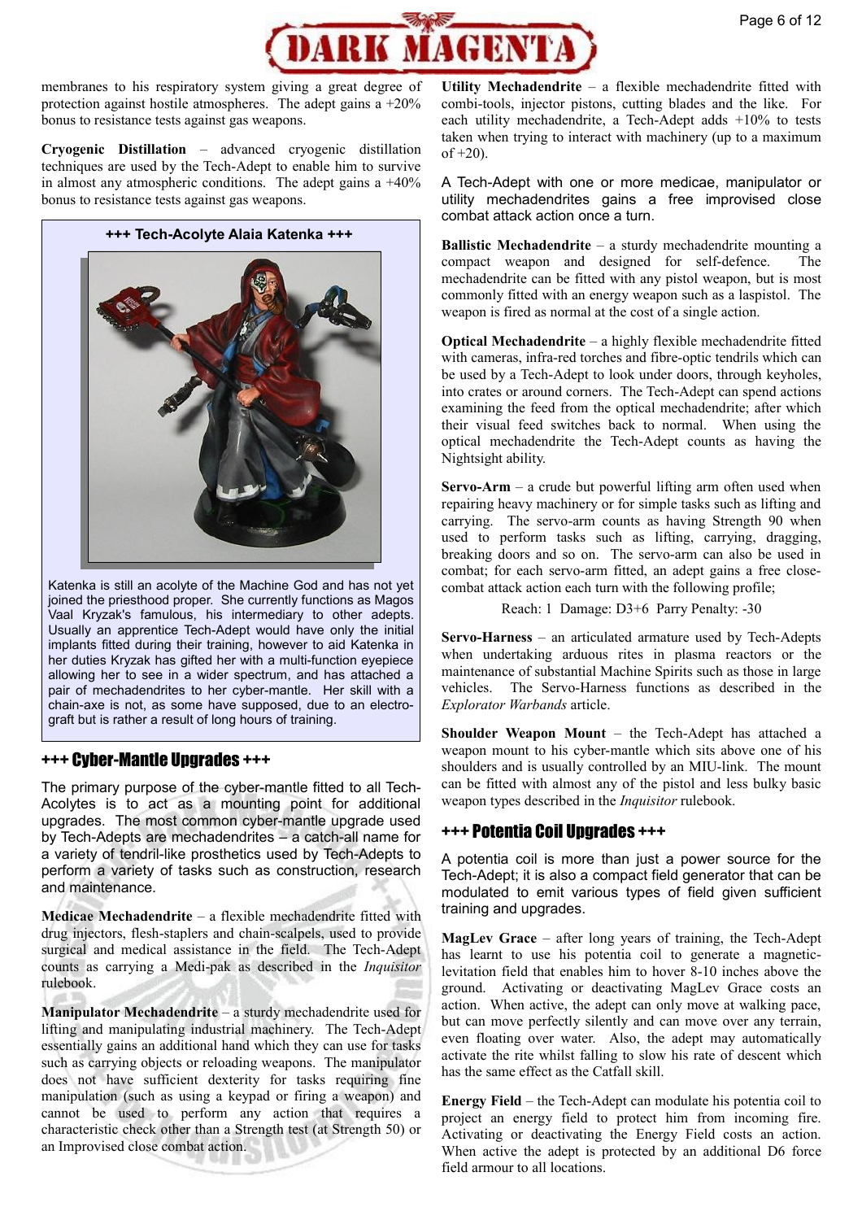membranes to his respiratory system giving a great degree of protection against hostile atmospheres. The adept gains a +20% bonus to resistance tests against gas weapons.

**Cryogenic Distillation** – advanced cryogenic distillation techniques are used by the Tech-Adept to enable him to survive in almost any atmospheric conditions. The adept gains a +40% bonus to resistance tests against gas weapons.

**+++ Tech-Acolyte Alaia Katenka +++**

Katenka is still an acolyte of the Machine God and has not yet joined the priesthood proper. She currently functions as Magos Vaal Kryzak's famulous, his intermediary to other adepts. Usually an apprentice Tech-Adept would have only the initial implants fitted during their training, however to aid Katenka in her duties Kryzak has gifted her with a multi-function eyepiece allowing her to see in a wider spectrum, and has attached a pair of mechadendrites to her cyber-mantle. Her skill with a chain-axe is not, as some have supposed, due to an electro-graft but is rather a result of long hours of training.

## +++ Cyber-Mantle Upgrades +++

The primary purpose of the cyber-mantle fitted to all Tech-Acolytes is to act as a mounting point for additional upgrades. The most common cyber-mantle upgrade used by Tech-Adepts are mechadendrites – a catch-all name for a variety of tendril-like prosthetics used by Tech-Adepts to perform a variety of tasks such as construction, research and maintenance.

**Medicae Mechadendrite** – a flexible mechadendrite fitted with drug injectors, flesh-staplers and chain-scalpels, used to provide surgical and medical assistance in the field. The Tech-Adept counts as carrying a Medi-pak as described in the *Inquisitor* rulebook.

**Manipulator Mechadendrite** – a sturdy mechadendrite used for lifting and manipulating industrial machinery. The Tech-Adept essentially gains an additional hand which they can use for tasks such as carrying objects or reloading weapons. The manipulator does not have sufficient dexterity for tasks requiring fine manipulation (such as using a keypad or firing a weapon) and cannot be used to perform any action that requires a characteristic check other than a Strength test (at Strength 50) or an Improvised close combat action.

**Utility Mechadendrite** – a flexible mechadendrite fitted with combi-tools, injector pistons, cutting blades and the like. For each utility mechadendrite, a Tech-Adept adds +10% to tests taken when trying to interact with machinery (up to a maximum of +20).

A Tech-Adept with one or more medicae, manipulator or utility mechadendrites gains a free improvised close combat attack action once a turn.

**Ballistic Mechadendrite** – a sturdy mechadendrite mounting a compact weapon and designed for self-defence. The mechadendrite can be fitted with any pistol weapon, but is most commonly fitted with an energy weapon such as a laspistol. The weapon is fired as normal at the cost of a single action.

**Optical Mechadendrite** – a highly flexible mechadendrite fitted with cameras, infra-red torches and fibre-optic tendrils which can be used by a Tech-Adept to look under doors, through keyholes, into crates or around corners. The Tech-Adept can spend actions examining the feed from the optical mechadendrite; after which their visual feed switches back to normal. When using the optical mechadendrite the Tech-Adept counts as having the Nightsight ability.

**Servo-Arm** – a crude but powerful lifting arm often used when repairing heavy machinery or for simple tasks such as lifting and carrying. The servo-arm counts as having Strength 90 when used to perform tasks such as lifting, carrying, dragging, breaking doors and so on. The servo-arm can also be used in combat; for each servo-arm fitted, an adept gains a free close-combat attack action each turn with the following profile;

Reach: 1 Damage: D3+6 Parry Penalty: -30

**Servo-Harness** – an articulated armature used by Tech-Adepts when undertaking arduous rites in plasma reactors or the maintenance of substantial Machine Spirits such as those in large vehicles. The Servo-Harness functions as described in the *Explorator Warbands* article.

**Shoulder Weapon Mount** – the Tech-Adept has attached a weapon mount to his cyber-mantle which sits above one of his shoulders and is usually controlled by an MIU-link. The mount can be fitted with almost any of the pistol and less bulky basic weapon types described in the *Inquisitor* rulebook.

## +++ Potentia Coil Upgrades +++

A potentia coil is more than just a power source for the Tech-Adept; it is also a compact field generator that can be modulated to emit various types of field given sufficient training and upgrades.

**MagLev Grace** – after long years of training, the Tech-Adept has learnt to use his potentia coil to generate a magnetic-levitation field that enables him to hover 8-10 inches above the ground. Activating or deactivating MagLev Grace costs an action. When active, the adept can only move at walking pace, but can move perfectly silently and can move over any terrain, even floating over water. Also, the adept may automatically activate the rite whilst falling to slow his rate of descent which has the same effect as the Catfall skill.

**Energy Field** – the Tech-Adept can modulate his potentia coil to project an energy field to protect him from incoming fire. Activating or deactivating the Energy Field costs an action. When active the adept is protected by an additional D6 force field armour to all locations.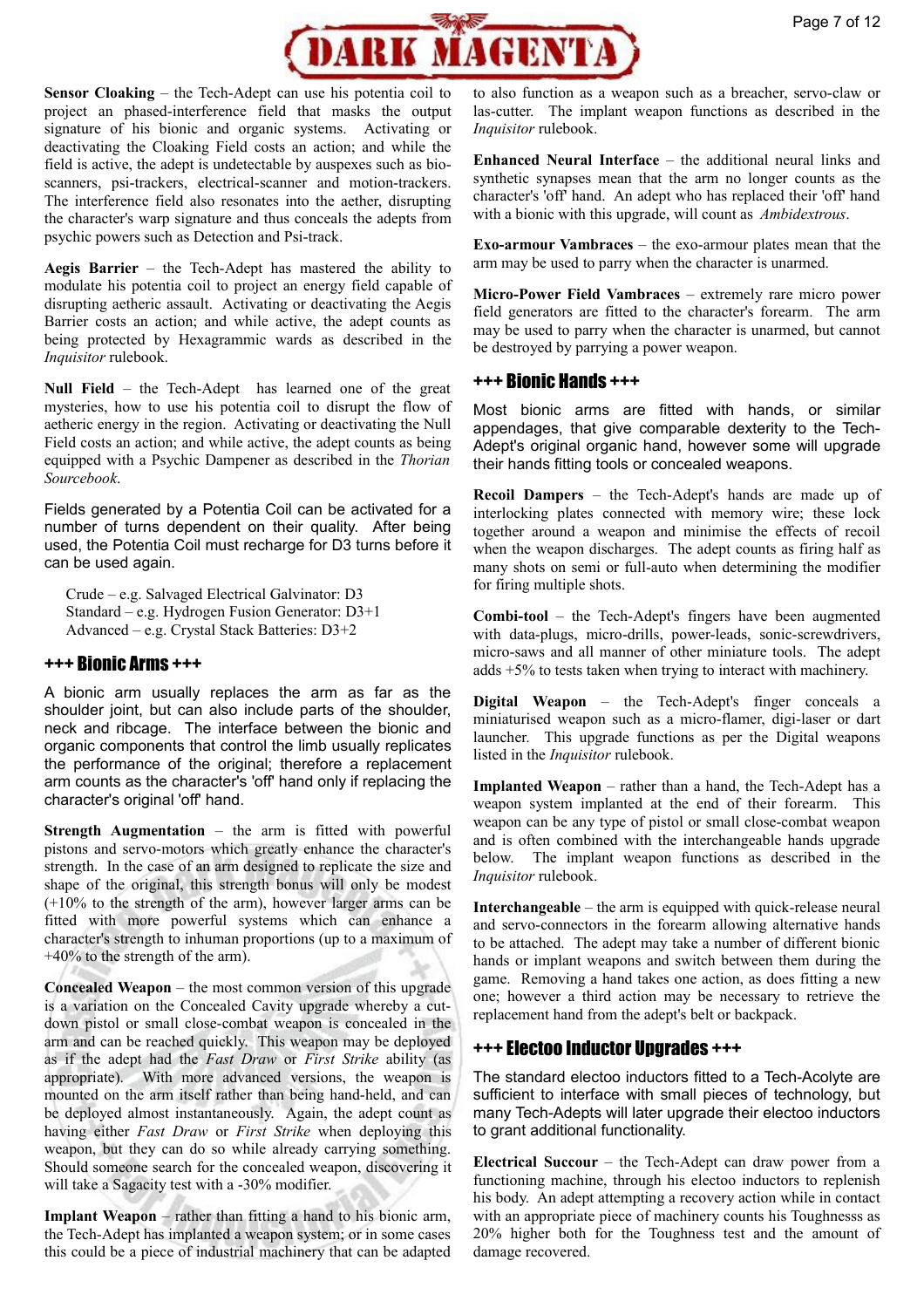**Sensor Cloaking** – the Tech-Adept can use his potentia coil to project an phased-interference field that masks the output signature of his bionic and organic systems. Activating or deactivating the Cloaking Field costs an action; and while the field is active, the adept is undetectable by auspexes such as bio-scanners, psi-trackers, electrical-scanner and motion-trackers. The interference field also resonates into the aether, disrupting the character's warp signature and thus conceals the adepts from psychic powers such as Detection and Psi-track.

**Aegis Barrier** – the Tech-Adept has mastered the ability to modulate his potentia coil to project an energy field capable of disrupting aetheric assault. Activating or deactivating the Aegis Barrier costs an action; and while active, the adept counts as being protected by Hexagrammic wards as described in the *Inquisitor* rulebook.

**Null Field** – the Tech-Adept has learned one of the great mysteries, how to use his potentia coil to disrupt the flow of aetheric energy in the region. Activating or deactivating the Null Field costs an action; and while active, the adept counts as being equipped with a Psychic Dampener as described in the *Thorian Sourcebook*.

Fields generated by a Potentia Coil can be activated for a number of turns dependent on their quality. After being used, the Potentia Coil must recharge for D3 turns before it can be used again.

- Crude – e.g. Salvaged Electrical Galvinator: D3
- Standard – e.g. Hydrogen Fusion Generator: D3+1
- Advanced – e.g. Crystal Stack Batteries: D3+2

## +++ Bionic Arms +++

A bionic arm usually replaces the arm as far as the shoulder joint, but can also include parts of the shoulder, neck and ribcage. The interface between the bionic and organic components that control the limb usually replicates the performance of the original; therefore a replacement arm counts as the character's 'off' hand only if replacing the character's original 'off' hand.

**Strength Augmentation** – the arm is fitted with powerful pistons and servo-motors which greatly enhance the character's strength. In the case of an arm designed to replicate the size and shape of the original, this strength bonus will only be modest (+10% to the strength of the arm), however larger arms can be fitted with more powerful systems which can enhance a character's strength to inhuman proportions (up to a maximum of +40% to the strength of the arm).

**Concealed Weapon** – the most common version of this upgrade is a variation on the Concealed Cavity upgrade whereby a cut-down pistol or small close-combat weapon is concealed in the arm and can be reached quickly. This weapon may be deployed as if the adept had the *Fast Draw* or *First Strike* ability (as appropriate). With more advanced versions, the weapon is mounted on the arm itself rather than being hand-held, and can be deployed almost instantaneously. Again, the adept count as having either *Fast Draw* or *First Strike* when deploying this weapon, but they can do so while already carrying something. Should someone search for the concealed weapon, discovering it will take a Sagacity test with a -30% modifier.

**Implant Weapon** – rather than fitting a hand to his bionic arm, the Tech-Adept has implanted a weapon system; or in some cases this could be a piece of industrial machinery that can be adapted to also function as a weapon such as a breacher, servo-claw or las-cutter. The implant weapon functions as described in the *Inquisitor* rulebook.

**Enhanced Neural Interface** – the additional neural links and synthetic synapses mean that the arm no longer counts as the character's 'off' hand. An adept who has replaced their 'off' hand with a bionic with this upgrade, will count as *Ambidextrous*.

**Exo-armour Vambraces** – the exo-armour plates mean that the arm may be used to parry when the character is unarmed.

**Micro-Power Field Vambraces** – extremely rare micro power field generators are fitted to the character's forearm. The arm may be used to parry when the character is unarmed, but cannot be destroyed by parrying a power weapon.

## +++ Bionic Hands +++

Most bionic arms are fitted with hands, or similar appendages, that give comparable dexterity to the Tech-Adept's original organic hand, however some will upgrade their hands fitting tools or concealed weapons.

**Recoil Dampers** – the Tech-Adept's hands are made up of interlocking plates connected with memory wire; these lock together around a weapon and minimise the effects of recoil when the weapon discharges. The adept counts as firing half as many shots on semi or full-auto when determining the modifier for firing multiple shots.

**Combi-tool** – the Tech-Adept's fingers have been augmented with data-plugs, micro-drills, power-leads, sonic-screwdrivers, micro-saws and all manner of other miniature tools. The adept adds +5% to tests taken when trying to interact with machinery.

**Digital Weapon** – the Tech-Adept's finger conceals a miniaturised weapon such as a micro-flamer, digi-laser or dart launcher. This upgrade functions as per the Digital weapons listed in the *Inquisitor* rulebook.

**Implanted Weapon** – rather than a hand, the Tech-Adept has a weapon system implanted at the end of their forearm. This weapon can be any type of pistol or small close-combat weapon and is often combined with the interchangeable hands upgrade below. The implant weapon functions as described in the *Inquisitor* rulebook.

**Interchangeable** – the arm is equipped with quick-release neural and servo-connectors in the forearm allowing alternative hands to be attached. The adept may take a number of different bionic hands or implant weapons and switch between them during the game. Removing a hand takes one action, as does fitting a new one; however a third action may be necessary to retrieve the replacement hand from the adept's belt or backpack.

## +++ Electoo Inductor Upgrades +++

The standard electoo inductors fitted to a Tech-Acolyte are sufficient to interface with small pieces of technology, but many Tech-Adepts will later upgrade their electoo inductors to grant additional functionality.

**Electrical Succour** – the Tech-Adept can draw power from a functioning machine, through his electoo inductors to replenish his body. An adept attempting a recovery action while in contact with an appropriate piece of machinery counts his Toughnesss as 20% higher both for the Toughness test and the amount of damage recovered.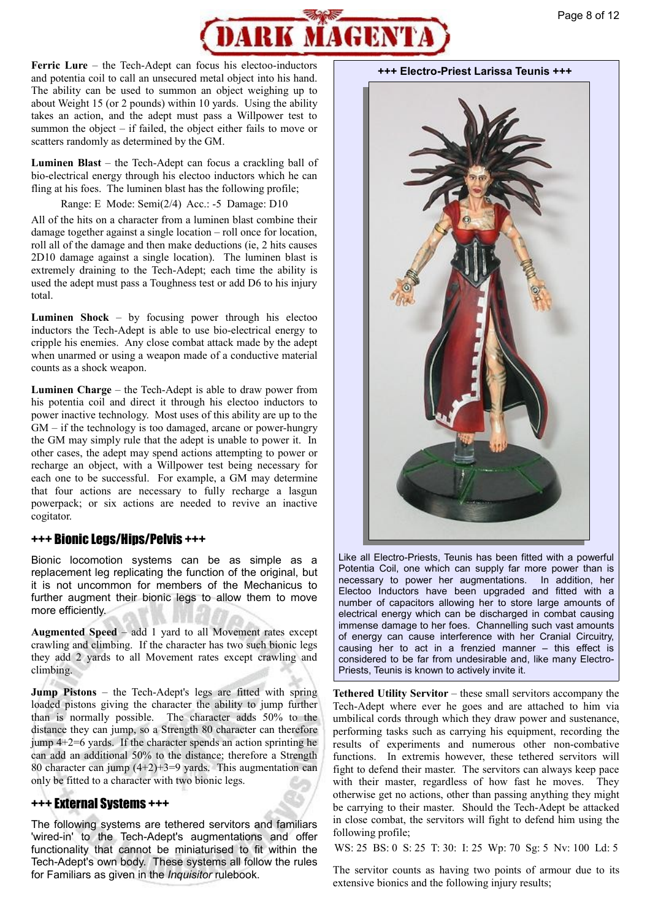**Ferric Lure** – the Tech-Adept can focus his electoo-inductors and potentia coil to call an unsecured metal object into his hand. The ability can be used to summon an object weighing up to about Weight 15 (or 2 pounds) within 10 yards. Using the ability takes an action, and the adept must pass a Willpower test to summon the object – if failed, the object either fails to move or scatters randomly as determined by the GM.

**Luminen Blast** – the Tech-Adept can focus a crackling ball of bio-electrical energy through his electoo inductors which he can fling at his foes. The luminen blast has the following profile;

Range: E Mode: Semi(2/4) Acc.: -5 Damage: D10

All of the hits on a character from a luminen blast combine their damage together against a single location – roll once for location, roll all of the damage and then make deductions (ie, 2 hits causes 2D10 damage against a single location). The luminen blast is extremely draining to the Tech-Adept; each time the ability is used the adept must pass a Toughness test or add D6 to his injury total.

**Luminen Shock** – by focusing power through his electoo inductors the Tech-Adept is able to use bio-electrical energy to cripple his enemies. Any close combat attack made by the adept when unarmed or using a weapon made of a conductive material counts as a shock weapon.

**Luminen Charge** – the Tech-Adept is able to draw power from his potentia coil and direct it through his electoo inductors to power inactive technology. Most uses of this ability are up to the GM – if the technology is too damaged, arcane or power-hungry the GM may simply rule that the adept is unable to power it. In other cases, the adept may spend actions attempting to power or recharge an object, with a Willpower test being necessary for each one to be successful. For example, a GM may determine that four actions are necessary to fully recharge a lasgun powerpack; or six actions are needed to revive an inactive cogitator.

## +++ Bionic Legs/Hips/Pelvis +++

Bionic locomotion systems can be as simple as a replacement leg replicating the function of the original, but it is not uncommon for members of the Mechanicus to further augment their bionic legs to allow them to move more efficiently.

**Augmented Speed** – add 1 yard to all Movement rates except crawling and climbing. If the character has two such bionic legs they add 2 yards to all Movement rates except crawling and climbing.

**Jump Pistons** – the Tech-Adept's legs are fitted with spring loaded pistons giving the character the ability to jump further than is normally possible. The character adds 50% to the distance they can jump, so a Strength 80 character can therefore jump 4+2=6 yards. If the character spends an action sprinting he can add an additional 50% to the distance; therefore a Strength 80 character can jump (4+2)+3=9 yards. This augmentation can only be fitted to a character with two bionic legs.

## +++ External Systems +++

The following systems are tethered servitors and familiars 'wired-in' to the Tech-Adept's augmentations and offer functionality that cannot be miniaturised to fit within the Tech-Adept's own body. These systems all follow the rules for Familiars as given in the *Inquisitor* rulebook.

**+++ Electro-Priest Larissa Teunis +++**

Like all Electro-Priests, Teunis has been fitted with a powerful Potentia Coil, one which can supply far more power than is necessary to power her augmentations. In addition, her Electoo Inductors have been upgraded and fitted with a number of capacitors allowing her to store large amounts of electrical energy which can be discharged in combat causing immense damage to her foes. Channelling such vast amounts of energy can cause interference with her Cranial Circuitry, causing her to act in a frenzied manner – this effect is considered to be far from undesirable and, like many Electro-Priests, Teunis is known to actively invite it.

**Tethered Utility Servitor** – these small servitors accompany the Tech-Adept where ever he goes and are attached to him via umbilical cords through which they draw power and sustenance, performing tasks such as carrying his equipment, recording the results of experiments and numerous other non-combative functions. In extremis however, these tethered servitors will fight to defend their master. The servitors can always keep pace with their master, regardless of how fast he moves. They otherwise get no actions, other than passing anything they might be carrying to their master. Should the Tech-Adept be attacked in close combat, the servitors will fight to defend him using the following profile;

WS: 25 BS: 0 S: 25 T: 30: I: 25 Wp: 70 Sg: 5 Nv: 100 Ld: 5

The servitor counts as having two points of armour due to its extensive bionics and the following injury results;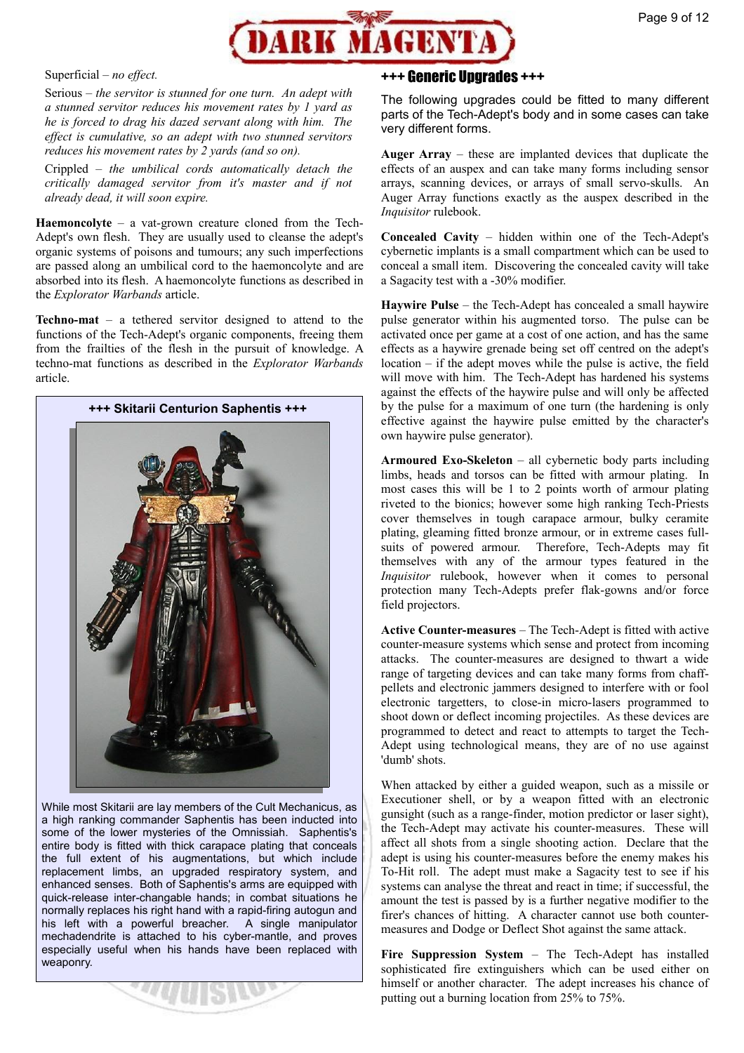Superficial – *no effect.*

Serious – *the servitor is stunned for one turn. An adept with a stunned servitor reduces his movement rates by 1 yard as he is forced to drag his dazed servant along with him. The effect is cumulative, so an adept with two stunned servitors reduces his movement rates by 2 yards (and so on).*

Crippled – *the umbilical cords automatically detach the critically damaged servitor from it's master and if not already dead, it will soon expire.*

**Haemoncolyte** – a vat-grown creature cloned from the Tech-Adept's own flesh. They are usually used to cleanse the adept's organic systems of poisons and tumours; any such imperfections are passed along an umbilical cord to the haemoncolyte and are absorbed into its flesh. A haemoncolyte functions as described in the *Explorator Warbands* article.

**Techno-mat** – a tethered servitor designed to attend to the functions of the Tech-Adept's organic components, freeing them from the frailties of the flesh in the pursuit of knowledge. A techno-mat functions as described in the *Explorator Warbands* article.

**+++ Skitarii Centurion Saphentis +++**

While most Skitarii are lay members of the Cult Mechanicus, as a high ranking commander Saphentis has been inducted into some of the lower mysteries of the Omnissiah. Saphentis's entire body is fitted with thick carapace plating that conceals the full extent of his augmentations, but which include replacement limbs, an upgraded respiratory system, and enhanced senses. Both of Saphentis's arms are equipped with quick-release inter-changable hands; in combat situations he normally replaces his right hand with a rapid-firing autogun and his left with a powerful breacher. A single manipulator mechadendrite is attached to his cyber-mantle, and proves especially useful when his hands have been replaced with weaponry.

## +++ Generic Upgrades +++

The following upgrades could be fitted to many different parts of the Tech-Adept's body and in some cases can take very different forms.

**Auger Array** – these are implanted devices that duplicate the effects of an auspex and can take many forms including sensor arrays, scanning devices, or arrays of small servo-skulls. An Auger Array functions exactly as the auspex described in the *Inquisitor* rulebook.

**Concealed Cavity** – hidden within one of the Tech-Adept's cybernetic implants is a small compartment which can be used to conceal a small item. Discovering the concealed cavity will take a Sagacity test with a -30% modifier.

**Haywire Pulse** – the Tech-Adept has concealed a small haywire pulse generator within his augmented torso. The pulse can be activated once per game at a cost of one action, and has the same effects as a haywire grenade being set off centred on the adept's location – if the adept moves while the pulse is active, the field will move with him. The Tech-Adept has hardened his systems against the effects of the haywire pulse and will only be affected by the pulse for a maximum of one turn (the hardening is only effective against the haywire pulse emitted by the character's own haywire pulse generator).

**Armoured Exo-Skeleton** – all cybernetic body parts including limbs, heads and torsos can be fitted with armour plating. In most cases this will be 1 to 2 points worth of armour plating riveted to the bionics; however some high ranking Tech-Priests cover themselves in tough carapace armour, bulky ceramite plating, gleaming fitted bronze armour, or in extreme cases full-suits of powered armour. Therefore, Tech-Adepts may fit themselves with any of the armour types featured in the *Inquisitor* rulebook, however when it comes to personal protection many Tech-Adepts prefer flak-gowns and/or force field projectors.

**Active Counter-measures** – The Tech-Adept is fitted with active counter-measure systems which sense and protect from incoming attacks. The counter-measures are designed to thwart a wide range of targeting devices and can take many forms from chaff-pellets and electronic jammers designed to interfere with or fool electronic targetters, to close-in micro-lasers programmed to shoot down or deflect incoming projectiles. As these devices are programmed to detect and react to attempts to target the Tech-Adept using technological means, they are of no use against 'dumb' shots.

When attacked by either a guided weapon, such as a missile or Executioner shell, or by a weapon fitted with an electronic gunsight (such as a range-finder, motion predictor or laser sight), the Tech-Adept may activate his counter-measures. These will affect all shots from a single shooting action. Declare that the adept is using his counter-measures before the enemy makes his To-Hit roll. The adept must make a Sagacity test to see if his systems can analyse the threat and react in time; if successful, the amount the test is passed by is a further negative modifier to the firer's chances of hitting. A character cannot use both counter-measures and Dodge or Deflect Shot against the same attack.

**Fire Suppression System** – The Tech-Adept has installed sophisticated fire extinguishers which can be used either on himself or another character. The adept increases his chance of putting out a burning location from 25% to 75%.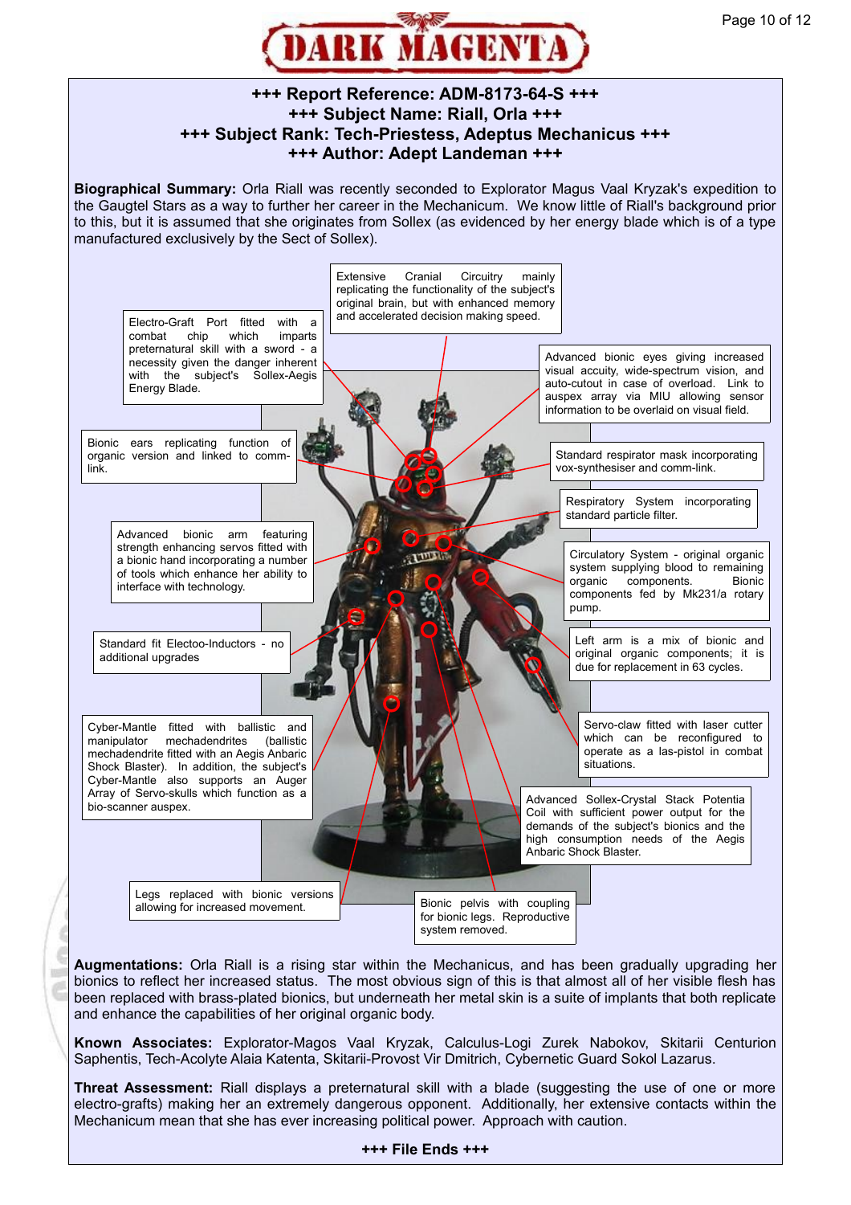**DARK MAGENTA**

### +++ Report Reference: ADM-8173-64-S +++
### +++ Subject Name: Riall, Orla +++
### +++ Subject Rank: Tech-Priestess, Adeptus Mechanicus +++
### +++ Author: Adept Landeman +++

**Biographical Summary:** Orla Riall was recently seconded to Explorator Magus Vaal Kryzak's expedition to the Gaugtel Stars as a way to further her career in the Mechanicum. We know little of Riall's background prior to this, but it is assumed that she originates from Sollex (as evidenced by her energy blade which is of a type manufactured exclusively by the Sect of Sollex).

Extensive Cranial Circuitry mainly replicating the functionality of the subject's original brain, but with enhanced memory and accelerated decision making speed.

Electro-Graft Port fitted with a combat chip which imparts preternatural skill with a sword - a necessity given the danger inherent with the subject's Sollex-Aegis Energy Blade.

Advanced bionic eyes giving increased visual accuity, wide-spectrum vision, and auto-cutout in case of overload. Link to auspex array via MIU allowing sensor information to be overlaid on visual field.

Bionic ears replicating function of organic version and linked to comm-link.

Standard respirator mask incorporating vox-synthesiser and comm-link.

Respiratory System incorporating standard particle filter.

Advanced bionic arm featuring strength enhancing servos fitted with a bionic hand incorporating a number of tools which enhance her ability to interface with technology.

Circulatory System - original organic system supplying blood to remaining organic components. Bionic components fed by Mk231/a rotary pump.

Standard fit Electoo-Inductors - no additional upgrades

Left arm is a mix of bionic and original organic components; it is due for replacement in 63 cycles.

Cyber-Mantle fitted with ballistic and manipulator mechadendrites (ballistic mechadendrite fitted with an Aegis Anbaric Shock Blaster). In addition, the subject's Cyber-Mantle also supports an Auger Array of Servo-skulls which function as a bio-scanner auspex.

Servo-claw fitted with laser cutter which can be reconfigured to operate as a las-pistol in combat situations.

Advanced Sollex-Crystal Stack Potentia Coil with sufficient power output for the demands of the subject's bionics and the high consumption needs of the Aegis Anbaric Shock Blaster.

Legs replaced with bionic versions allowing for increased movement.

Bionic pelvis with coupling for bionic legs. Reproductive system removed.

**Augmentations:** Orla Riall is a rising star within the Mechanicus, and has been gradually upgrading her bionics to reflect her increased status. The most obvious sign of this is that almost all of her visible flesh has been replaced with brass-plated bionics, but underneath her metal skin is a suite of implants that both replicate and enhance the capabilities of her original organic body.

**Known Associates:** Explorator-Magos Vaal Kryzak, Calculus-Logi Zurek Nabokov, Skitarii Centurion Saphentis, Tech-Acolyte Alaia Katenta, Skitarii-Provost Vir Dmitrich, Cybernetic Guard Sokol Lazarus.

**Threat Assessment:** Riall displays a preternatural skill with a blade (suggesting the use of one or more electro-grafts) making her an extremely dangerous opponent. Additionally, her extensive contacts within the Mechanicum mean that she has ever increasing political power. Approach with caution.

**+++ File Ends +++**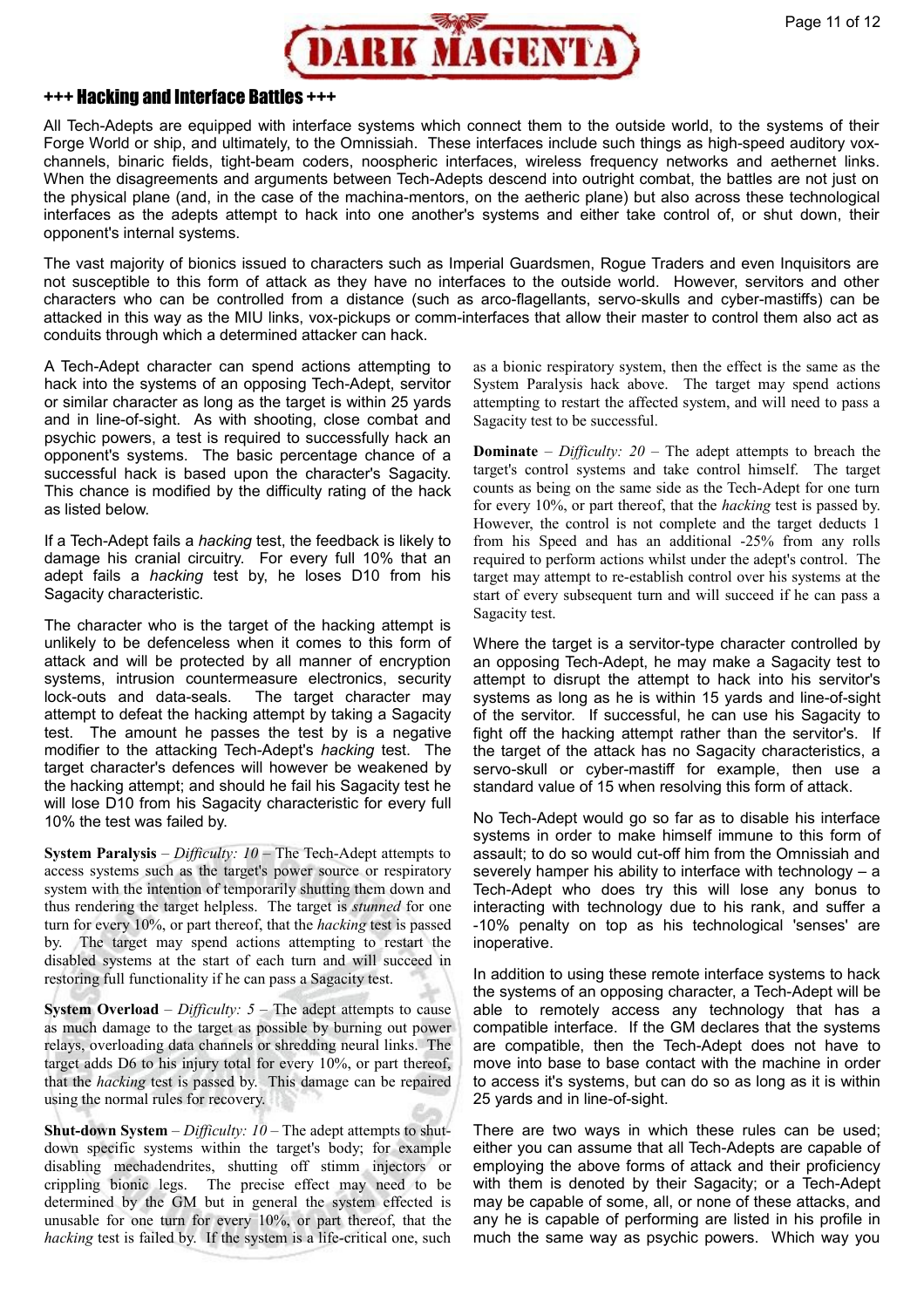## +++ Hacking and Interface Battles +++

All Tech-Adepts are equipped with interface systems which connect them to the outside world, to the systems of their Forge World or ship, and ultimately, to the Omnissiah. These interfaces include such things as high-speed auditory vox-channels, binaric fields, tight-beam coders, noospheric interfaces, wireless frequency networks and aethernet links. When the disagreements and arguments between Tech-Adepts descend into outright combat, the battles are not just on the physical plane (and, in the case of the machina-mentors, on the aetheric plane) but also across these technological interfaces as the adepts attempt to hack into one another's systems and either take control of, or shut down, their opponent's internal systems.

The vast majority of bionics issued to characters such as Imperial Guardsmen, Rogue Traders and even Inquisitors are not susceptible to this form of attack as they have no interfaces to the outside world. However, servitors and other characters who can be controlled from a distance (such as arco-flagellants, servo-skulls and cyber-mastiffs) can be attacked in this way as the MIU links, vox-pickups or comm-interfaces that allow their master to control them also act as conduits through which a determined attacker can hack.

A Tech-Adept character can spend actions attempting to hack into the systems of an opposing Tech-Adept, servitor or similar character as long as the target is within 25 yards and in line-of-sight. As with shooting, close combat and psychic powers, a test is required to successfully hack an opponent's systems. The basic percentage chance of a successful hack is based upon the character's Sagacity. This chance is modified by the difficulty rating of the hack as listed below.

If a Tech-Adept fails a *hacking* test, the feedback is likely to damage his cranial circuitry. For every full 10% that an adept fails a *hacking* test by, he loses D10 from his Sagacity characteristic.

The character who is the target of the hacking attempt is unlikely to be defenceless when it comes to this form of attack and will be protected by all manner of encryption systems, intrusion countermeasure electronics, security lock-outs and data-seals. The target character may attempt to defeat the hacking attempt by taking a Sagacity test. The amount he passes the test by is a negative modifier to the attacking Tech-Adept's *hacking* test. The target character's defences will however be weakened by the hacking attempt; and should he fail his Sagacity test he will lose D10 from his Sagacity characteristic for every full 10% the test was failed by.

**System Paralysis** – *Difficulty: 10* – The Tech-Adept attempts to access systems such as the target's power source or respiratory system with the intention of temporarily shutting them down and thus rendering the target helpless. The target is *stunned* for one turn for every 10%, or part thereof, that the *hacking* test is passed by. The target may spend actions attempting to restart the disabled systems at the start of each turn and will succeed in restoring full functionality if he can pass a Sagacity test.

**System Overload** – *Difficulty: 5* – The adept attempts to cause as much damage to the target as possible by burning out power relays, overloading data channels or shredding neural links. The target adds D6 to his injury total for every 10%, or part thereof, that the *hacking* test is passed by. This damage can be repaired using the normal rules for recovery.

**Shut-down System** – *Difficulty: 10* – The adept attempts to shut-down specific systems within the target's body; for example disabling mechadendrites, shutting off stimm injectors or crippling bionic legs. The precise effect may need to be determined by the GM but in general the system effected is unusable for one turn for every 10%, or part thereof, that the *hacking* test is failed by. If the system is a life-critical one, such as a bionic respiratory system, then the effect is the same as the System Paralysis hack above. The target may spend actions attempting to restart the affected system, and will need to pass a Sagacity test to be successful.

**Dominate** – *Difficulty: 20* – The adept attempts to breach the target's control systems and take control himself. The target counts as being on the same side as the Tech-Adept for one turn for every 10%, or part thereof, that the *hacking* test is passed by. However, the control is not complete and the target deducts 1 from his Speed and has an additional -25% from any rolls required to perform actions whilst under the adept's control. The target may attempt to re-establish control over his systems at the start of every subsequent turn and will succeed if he can pass a Sagacity test.

Where the target is a servitor-type character controlled by an opposing Tech-Adept, he may make a Sagacity test to attempt to disrupt the attempt to hack into his servitor's systems as long as he is within 15 yards and line-of-sight of the servitor. If successful, he can use his Sagacity to fight off the hacking attempt rather than the servitor's. If the target of the attack has no Sagacity characteristics, a servo-skull or cyber-mastiff for example, then use a standard value of 15 when resolving this form of attack.

No Tech-Adept would go so far as to disable his interface systems in order to make himself immune to this form of assault; to do so would cut-off him from the Omnissiah and severely hamper his ability to interface with technology – a Tech-Adept who does try this will lose any bonus to interacting with technology due to his rank, and suffer a -10% penalty on top as his technological 'senses' are inoperative.

In addition to using these remote interface systems to hack the systems of an opposing character, a Tech-Adept will be able to remotely access any technology that has a compatible interface. If the GM declares that the systems are compatible, then the Tech-Adept does not have to move into base to base contact with the machine in order to access it's systems, but can do so as long as it is within 25 yards and in line-of-sight.

There are two ways in which these rules can be used; either you can assume that all Tech-Adepts are capable of employing the above forms of attack and their proficiency with them is denoted by their Sagacity; or a Tech-Adept may be capable of some, all, or none of these attacks, and any he is capable of performing are listed in his profile in much the same way as psychic powers. Which way you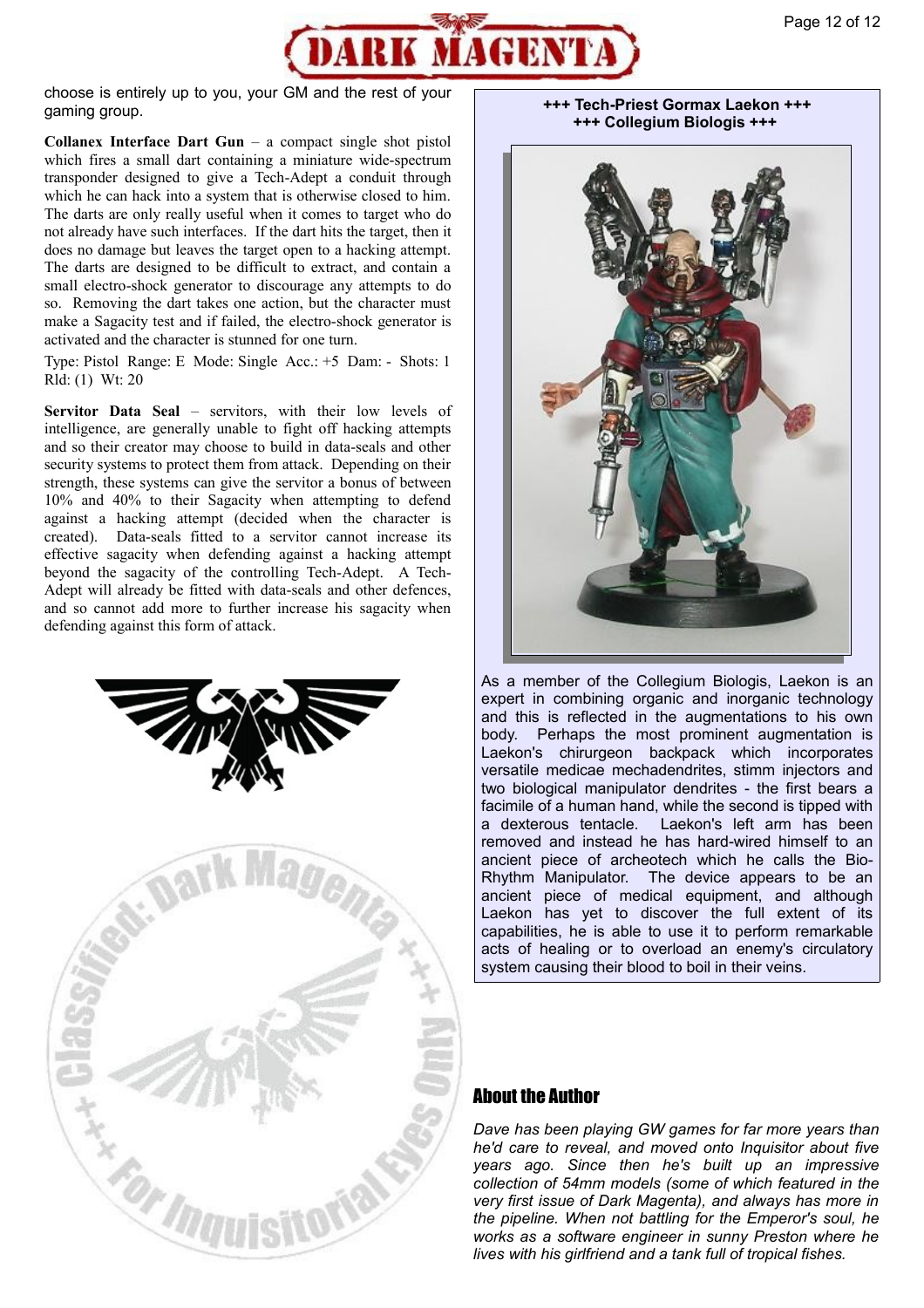choose is entirely up to you, your GM and the rest of your gaming group.

**Collanex Interface Dart Gun** – a compact single shot pistol which fires a small dart containing a miniature wide-spectrum transponder designed to give a Tech-Adept a conduit through which he can hack into a system that is otherwise closed to him. The darts are only really useful when it comes to target who do not already have such interfaces. If the dart hits the target, then it does no damage but leaves the target open to a hacking attempt. The darts are designed to be difficult to extract, and contain a small electro-shock generator to discourage any attempts to do so. Removing the dart takes one action, but the character must make a Sagacity test and if failed, the electro-shock generator is activated and the character is stunned for one turn.

Type: Pistol Range: E Mode: Single Acc.: +5 Dam: - Shots: 1 Rld: (1) Wt: 20

**Servitor Data Seal** – servitors, with their low levels of intelligence, are generally unable to fight off hacking attempts and so their creator may choose to build in data-seals and other security systems to protect them from attack. Depending on their strength, these systems can give the servitor a bonus of between 10% and 40% to their Sagacity when attempting to defend against a hacking attempt (decided when the character is created). Data-seals fitted to a servitor cannot increase its effective sagacity when defending against a hacking attempt beyond the sagacity of the controlling Tech-Adept. A Tech-Adept will already be fitted with data-seals and other defences, and so cannot add more to further increase his sagacity when defending against this form of attack.

**+++ Tech-Priest Gormax Laekon +++**
**+++ Collegium Biologis +++**

As a member of the Collegium Biologis, Laekon is an expert in combining organic and inorganic technology and this is reflected in the augmentations to his own body. Perhaps the most prominent augmentation is Laekon's chirurgeon backpack which incorporates versatile medicae mechadendrites, stimm injectors and two biological manipulator dendrites - the first bears a facimile of a human hand, while the second is tipped with a dexterous tentacle. Laekon's left arm has been removed and instead he has hard-wired himself to an ancient piece of archeotech which he calls the Bio-Rhythm Manipulator. The device appears to be an ancient piece of medical equipment, and although Laekon has yet to discover the full extent of its capabilities, he is able to use it to perform remarkable acts of healing or to overload an enemy's circulatory system causing their blood to boil in their veins.

## About the Author

*Dave has been playing GW games for far more years than he'd care to reveal, and moved onto Inquisitor about five years ago. Since then he's built up an impressive collection of 54mm models (some of which featured in the very first issue of Dark Magenta), and always has more in the pipeline. When not battling for the Emperor's soul, he works as a software engineer in sunny Preston where he lives with his girlfriend and a tank full of tropical fishes.*